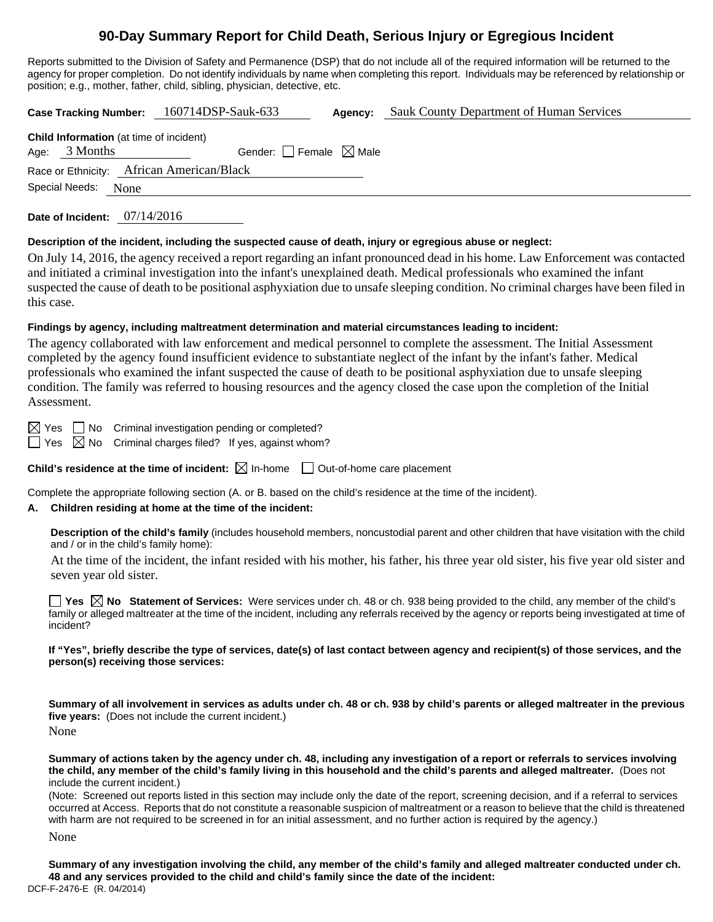# 90-Day Summary Report for Child Death, Serious Injury or Egregious Incident

Reports submitted to the Division of Safety and Permanence (DSP) that do not include all of the required information will be returned to the agency for proper completion. Do not identify individuals by name when completing this report. Individuals may be referenced by relationship or position; e.g., mother, father, child, sibling, physician, detective, etc.

**Case Tracking Number:** 160714DSP-Sauk-633 **Agency:** Sauk County Department of Human Services

**Child Information** (at time of incident)
Age: 3 Months Gender: ☐ Female ☒ Male
Race or Ethnicity: African American/Black
Special Needs: None

**Date of Incident:** 07/14/2016

**Description of the incident, including the suspected cause of death, injury or egregious abuse or neglect:**

On July 14, 2016, the agency received a report regarding an infant pronounced dead in his home. Law Enforcement was contacted and initiated a criminal investigation into the infant's unexplained death. Medical professionals who examined the infant suspected the cause of death to be positional asphyxiation due to unsafe sleeping condition. No criminal charges have been filed in this case.

**Findings by agency, including maltreatment determination and material circumstances leading to incident:**

The agency collaborated with law enforcement and medical personnel to complete the assessment. The Initial Assessment completed by the agency found insufficient evidence to substantiate neglect of the infant by the infant's father. Medical professionals who examined the infant suspected the cause of death to be positional asphyxiation due to unsafe sleeping condition. The family was referred to housing resources and the agency closed the case upon the completion of the Initial Assessment.

☒ Yes ☐ No Criminal investigation pending or completed?
☐ Yes ☒ No Criminal charges filed? If yes, against whom?

**Child's residence at the time of incident:** ☒ In-home ☐ Out-of-home care placement

Complete the appropriate following section (A. or B. based on the child's residence at the time of the incident).

**A. Children residing at home at the time of the incident:**

**Description of the child's family** (includes household members, noncustodial parent and other children that have visitation with the child and / or in the child's family home):

At the time of the incident, the infant resided with his mother, his father, his three year old sister, his five year old sister and seven year old sister.

☐ **Yes** ☒ **No Statement of Services:** Were services under ch. 48 or ch. 938 being provided to the child, any member of the child's family or alleged maltreater at the time of the incident, including any referrals received by the agency or reports being investigated at time of incident?

**If "Yes", briefly describe the type of services, date(s) of last contact between agency and recipient(s) of those services, and the person(s) receiving those services:**

**Summary of all involvement in services as adults under ch. 48 or ch. 938 by child's parents or alleged maltreater in the previous five years:** (Does not include the current incident.)

None

**Summary of actions taken by the agency under ch. 48, including any investigation of a report or referrals to services involving the child, any member of the child's family living in this household and the child's parents and alleged maltreater.** (Does not include the current incident.)
(Note: Screened out reports listed in this section may include only the date of the report, screening decision, and if a referral to services occurred at Access. Reports that do not constitute a reasonable suspicion of maltreatment or a reason to believe that the child is threatened with harm are not required to be screened in for an initial assessment, and no further action is required by the agency.)

None

**Summary of any investigation involving the child, any member of the child's family and alleged maltreater conducted under ch. 48 and any services provided to the child and child's family since the date of the incident:**

DCF-F-2476-E (R. 04/2014)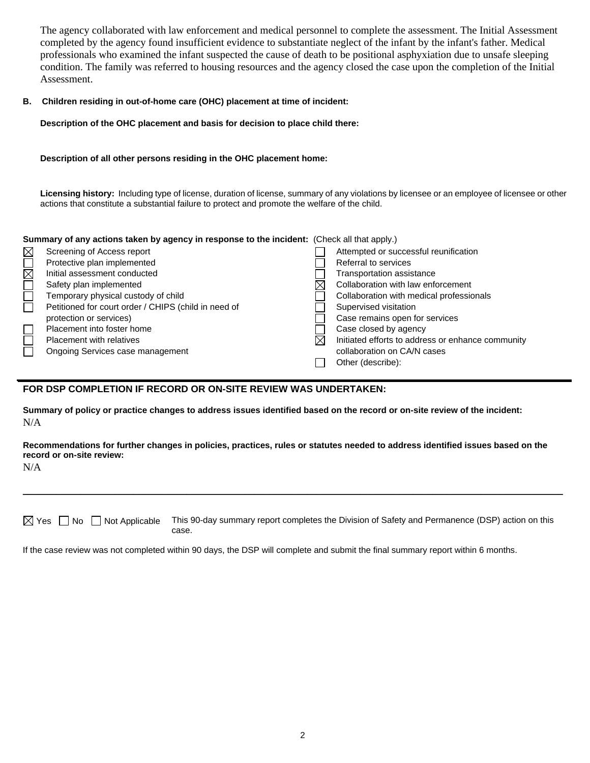The agency collaborated with law enforcement and medical personnel to complete the assessment. The Initial Assessment completed by the agency found insufficient evidence to substantiate neglect of the infant by the infant's father. Medical professionals who examined the infant suspected the cause of death to be positional asphyxiation due to unsafe sleeping condition. The family was referred to housing resources and the agency closed the case upon the completion of the Initial Assessment.

**B. Children residing in out-of-home care (OHC) placement at time of incident:**

**Description of the OHC placement and basis for decision to place child there:**

**Description of all other persons residing in the OHC placement home:**

**Licensing history:** Including type of license, duration of license, summary of any violations by licensee or an employee of licensee or other actions that constitute a substantial failure to protect and promote the welfare of the child.

**Summary of any actions taken by agency in response to the incident:** (Check all that apply.)

- [x] Screening of Access report
- [ ] Protective plan implemented
- [x] Initial assessment conducted
- [ ] Safety plan implemented
- [ ] Temporary physical custody of child
- [ ] Petitioned for court order / CHIPS (child in need of protection or services)
- [ ] Placement into foster home
- [ ] Placement with relatives
- [ ] Ongoing Services case management
- [ ] Attempted or successful reunification
- [ ] Referral to services
- [ ] Transportation assistance
- [x] Collaboration with law enforcement
- [ ] Collaboration with medical professionals
- [ ] Supervised visitation
- [ ] Case remains open for services
- [ ] Case closed by agency
- [x] Initiated efforts to address or enhance community collaboration on CA/N cases
- [ ] Other (describe):

## FOR DSP COMPLETION IF RECORD OR ON-SITE REVIEW WAS UNDERTAKEN:

**Summary of policy or practice changes to address issues identified based on the record or on-site review of the incident:**
N/A

**Recommendations for further changes in policies, practices, rules or statutes needed to address identified issues based on the record or on-site review:**
N/A

---

☒ Yes ☐ No ☐ Not Applicable — This 90-day summary report completes the Division of Safety and Permanence (DSP) action on this case.

If the case review was not completed within 90 days, the DSP will complete and submit the final summary report within 6 months.